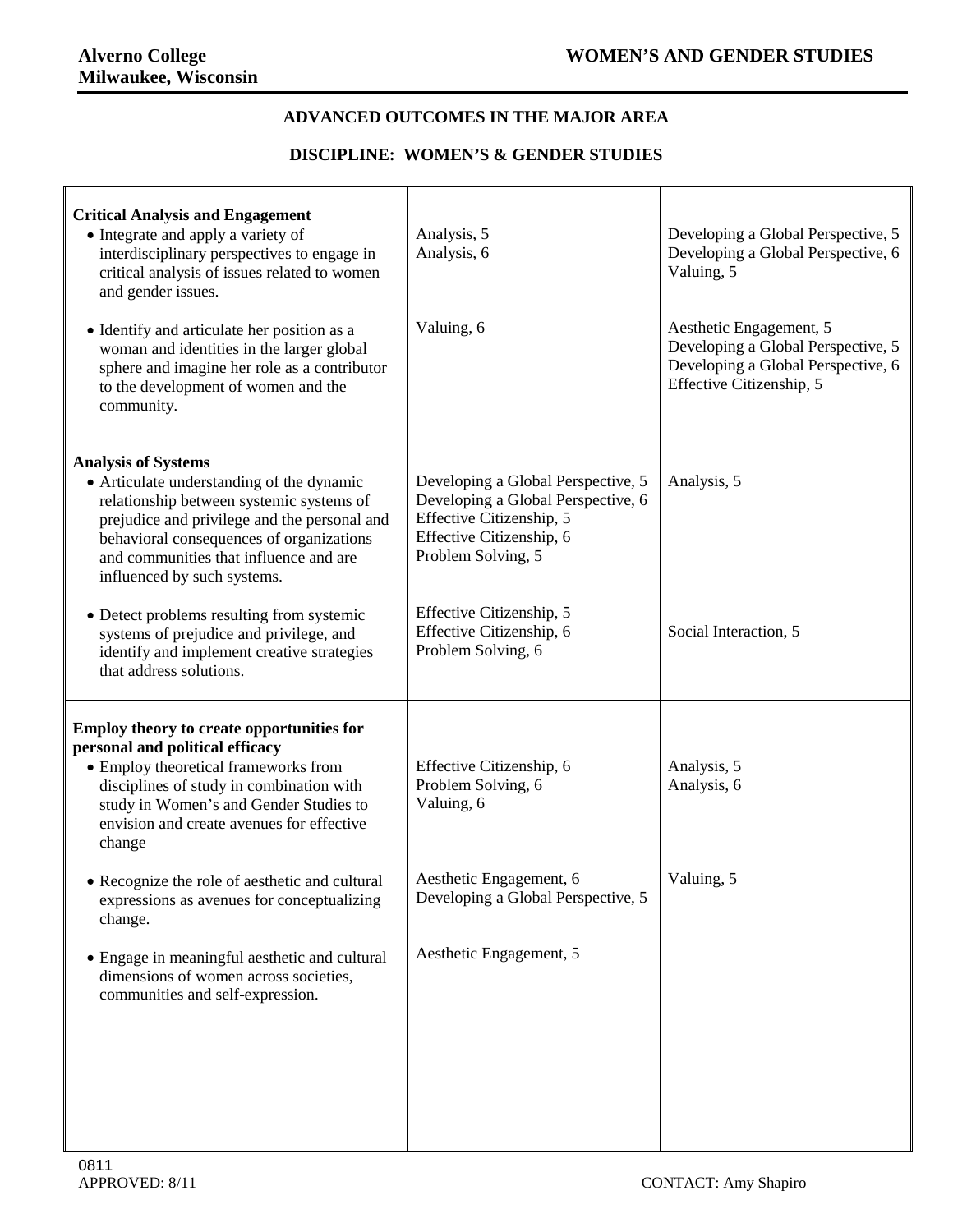**Alverno College**
**Milwaukee, Wisconsin**

**WOMEN'S AND GENDER STUDIES**

## ADVANCED OUTCOMES IN THE MAJOR AREA

### DISCIPLINE: WOMEN'S & GENDER STUDIES

| | | |
|---|---|---|
| **Critical Analysis and Engagement**<br>• Integrate and apply a variety of interdisciplinary perspectives to engage in critical analysis of issues related to women and gender issues. | Analysis, 5<br>Analysis, 6 | Developing a Global Perspective, 5<br>Developing a Global Perspective, 6<br>Valuing, 5 |
| • Identify and articulate her position as a woman and identities in the larger global sphere and imagine her role as a contributor to the development of women and the community. | Valuing, 6 | Aesthetic Engagement, 5<br>Developing a Global Perspective, 5<br>Developing a Global Perspective, 6<br>Effective Citizenship, 5 |
| **Analysis of Systems**<br>• Articulate understanding of the dynamic relationship between systemic systems of prejudice and privilege and the personal and behavioral consequences of organizations and communities that influence and are influenced by such systems. | Developing a Global Perspective, 5<br>Developing a Global Perspective, 6<br>Effective Citizenship, 5<br>Effective Citizenship, 6<br>Problem Solving, 5 | Analysis, 5 |
| • Detect problems resulting from systemic systems of prejudice and privilege, and identify and implement creative strategies that address solutions. | Effective Citizenship, 5<br>Effective Citizenship, 6<br>Problem Solving, 6 | Social Interaction, 5 |
| **Employ theory to create opportunities for personal and political efficacy**<br>• Employ theoretical frameworks from disciplines of study in combination with study in Women's and Gender Studies to envision and create avenues for effective change | Effective Citizenship, 6<br>Problem Solving, 6<br>Valuing, 6 | Analysis, 5<br>Analysis, 6 |
| • Recognize the role of aesthetic and cultural expressions as avenues for conceptualizing change. | Aesthetic Engagement, 6<br>Developing a Global Perspective, 5 | Valuing, 5 |
| • Engage in meaningful aesthetic and cultural dimensions of women across societies, communities and self-expression. | Aesthetic Engagement, 5 | |

0811
APPROVED: 8/11

CONTACT: Amy Shapiro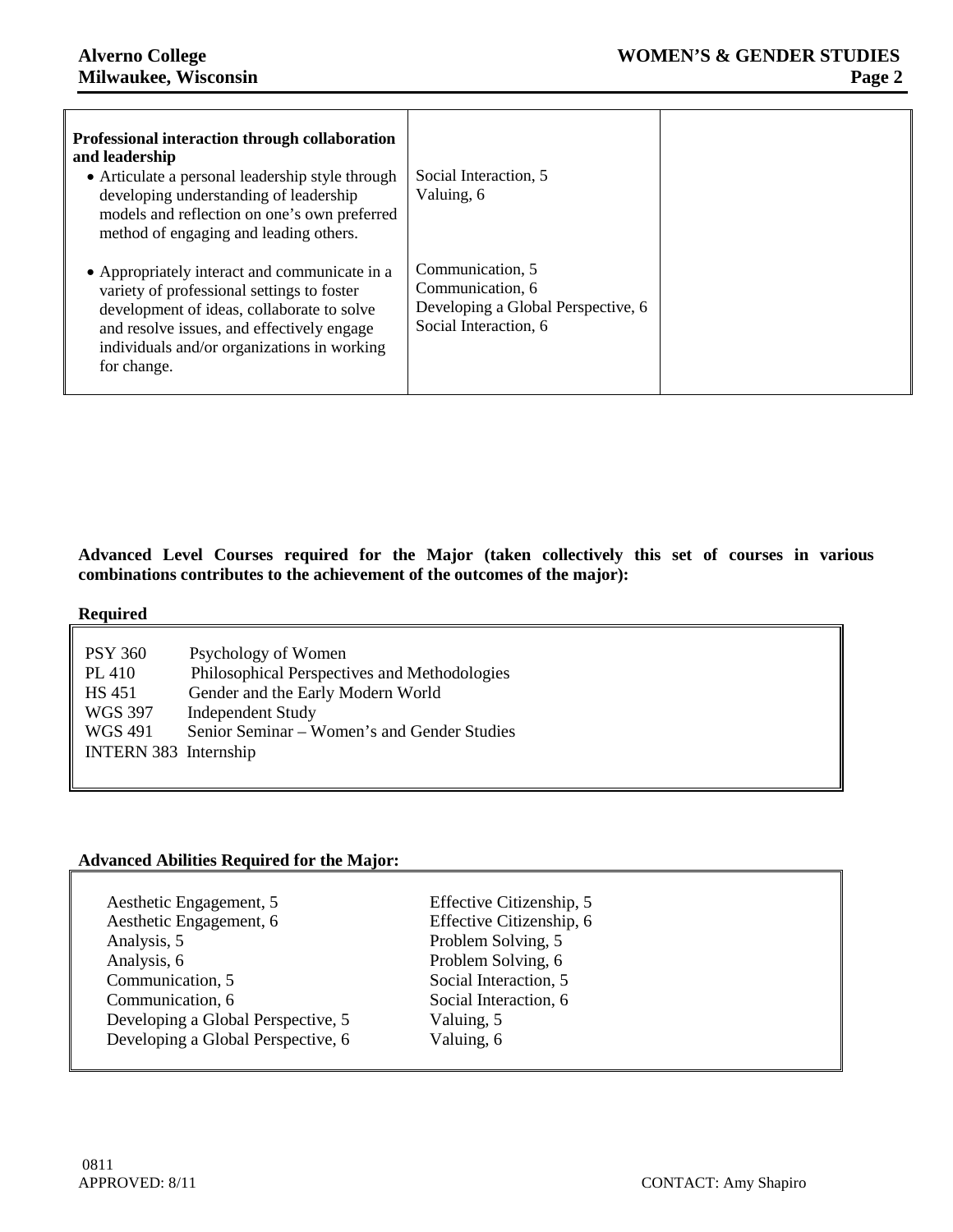| | | |
|---|---|---|
| **Professional interaction through collaboration and leadership**<br>• Articulate a personal leadership style through developing understanding of leadership models and reflection on one's own preferred method of engaging and leading others. | Social Interaction, 5<br>Valuing, 6 | |
| • Appropriately interact and communicate in a variety of professional settings to foster development of ideas, collaborate to solve and resolve issues, and effectively engage individuals and/or organizations in working for change. | Communication, 5<br>Communication, 6<br>Developing a Global Perspective, 6<br>Social Interaction, 6 | |

**Advanced Level Courses required for the Major (taken collectively this set of courses in various combinations contributes to the achievement of the outcomes of the major):**

**Required**

| | |
|---|---|
| PSY 360 | Psychology of Women |
| PL 410 | Philosophical Perspectives and Methodologies |
| HS 451 | Gender and the Early Modern World |
| WGS 397 | Independent Study |
| WGS 491 | Senior Seminar – Women's and Gender Studies |
| INTERN 383 | Internship |

**Advanced Abilities Required for the Major:**

| | |
|---|---|
| Aesthetic Engagement, 5 | Effective Citizenship, 5 |
| Aesthetic Engagement, 6 | Effective Citizenship, 6 |
| Analysis, 5 | Problem Solving, 5 |
| Analysis, 6 | Problem Solving, 6 |
| Communication, 5 | Social Interaction, 5 |
| Communication, 6 | Social Interaction, 6 |
| Developing a Global Perspective, 5 | Valuing, 5 |
| Developing a Global Perspective, 6 | Valuing, 6 |

0811
APPROVED: 8/11

CONTACT: Amy Shapiro